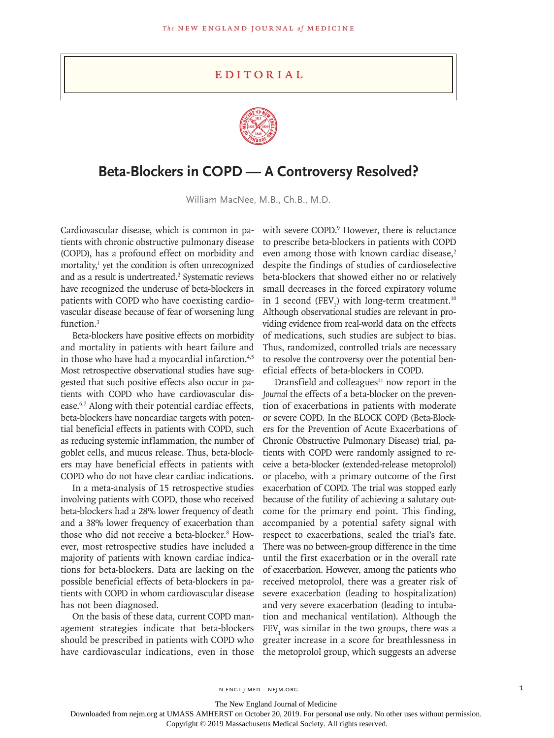EDITORIAL

# Beta-Blockers in COPD — A Controversy Resolved?

William MacNee, M.B., Ch.B., M.D.

Cardiovascular disease, which is common in patients with chronic obstructive pulmonary disease (COPD), has a profound effect on morbidity and mortality,[1] yet the condition is often unrecognized and as a result is undertreated.[2] Systematic reviews have recognized the underuse of beta-blockers in patients with COPD who have coexisting cardiovascular disease because of fear of worsening lung function.[3]

Beta-blockers have positive effects on morbidity and mortality in patients with heart failure and in those who have had a myocardial infarction.[4,5] Most retrospective observational studies have suggested that such positive effects also occur in patients with COPD who have cardiovascular disease.[6,7] Along with their potential cardiac effects, beta-blockers have noncardiac targets with potential beneficial effects in patients with COPD, such as reducing systemic inflammation, the number of goblet cells, and mucus release. Thus, beta-blockers may have beneficial effects in patients with COPD who do not have clear cardiac indications.

In a meta-analysis of 15 retrospective studies involving patients with COPD, those who received beta-blockers had a 28% lower frequency of death and a 38% lower frequency of exacerbation than those who did not receive a beta-blocker.[8] However, most retrospective studies have included a majority of patients with known cardiac indications for beta-blockers. Data are lacking on the possible beneficial effects of beta-blockers in patients with COPD in whom cardiovascular disease has not been diagnosed.

On the basis of these data, current COPD management strategies indicate that beta-blockers should be prescribed in patients with COPD who have cardiovascular indications, even in those with severe COPD.[9] However, there is reluctance to prescribe beta-blockers in patients with COPD even among those with known cardiac disease,[2] despite the findings of studies of cardioselective beta-blockers that showed either no or relatively small decreases in the forced expiratory volume in 1 second ($FEV_1$) with long-term treatment.[10] Although observational studies are relevant in providing evidence from real-world data on the effects of medications, such studies are subject to bias. Thus, randomized, controlled trials are necessary to resolve the controversy over the potential beneficial effects of beta-blockers in COPD.

Dransfield and colleagues[11] now report in the *Journal* the effects of a beta-blocker on the prevention of exacerbations in patients with moderate or severe COPD. In the BLOCK COPD (Beta-Blockers for the Prevention of Acute Exacerbations of Chronic Obstructive Pulmonary Disease) trial, patients with COPD were randomly assigned to receive a beta-blocker (extended-release metoprolol) or placebo, with a primary outcome of the first exacerbation of COPD. The trial was stopped early because of the futility of achieving a salutary outcome for the primary end point. This finding, accompanied by a potential safety signal with respect to exacerbations, sealed the trial's fate. There was no between-group difference in the time until the first exacerbation or in the overall rate of exacerbation. However, among the patients who received metoprolol, there was a greater risk of severe exacerbation (leading to hospitalization) and very severe exacerbation (leading to intubation and mechanical ventilation). Although the $FEV_1$ was similar in the two groups, there was a greater increase in a score for breathlessness in the metoprolol group, which suggests an adverse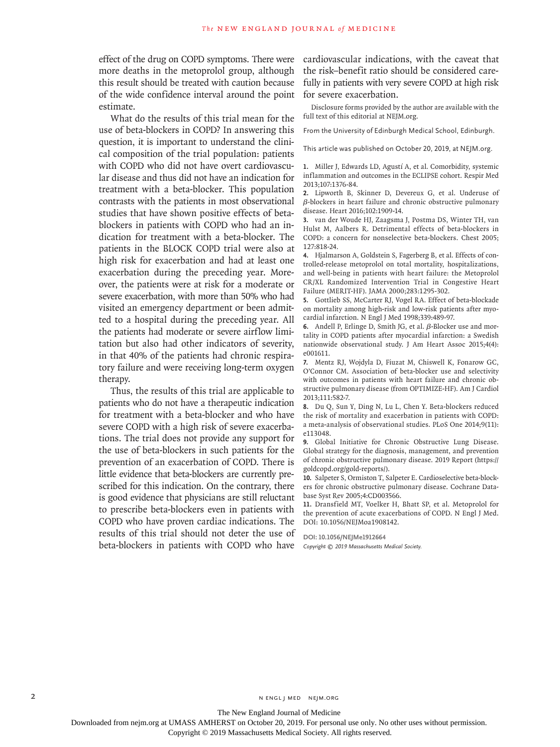effect of the drug on COPD symptoms. There were more deaths in the metoprolol group, although this result should be treated with caution because of the wide confidence interval around the point estimate.

What do the results of this trial mean for the use of beta-blockers in COPD? In answering this question, it is important to understand the clinical composition of the trial population: patients with COPD who did not have overt cardiovascular disease and thus did not have an indication for treatment with a beta-blocker. This population contrasts with the patients in most observational studies that have shown positive effects of beta-blockers in patients with COPD who had an indication for treatment with a beta-blocker. The patients in the BLOCK COPD trial were also at high risk for exacerbation and had at least one exacerbation during the preceding year. Moreover, the patients were at risk for a moderate or severe exacerbation, with more than 50% who had visited an emergency department or been admitted to a hospital during the preceding year. All the patients had moderate or severe airflow limitation but also had other indicators of severity, in that 40% of the patients had chronic respiratory failure and were receiving long-term oxygen therapy.

Thus, the results of this trial are applicable to patients who do not have a therapeutic indication for treatment with a beta-blocker and who have severe COPD with a high risk of severe exacerbations. The trial does not provide any support for the use of beta-blockers in such patients for the prevention of an exacerbation of COPD. There is little evidence that beta-blockers are currently prescribed for this indication. On the contrary, there is good evidence that physicians are still reluctant to prescribe beta-blockers even in patients with COPD who have proven cardiac indications. The results of this trial should not deter the use of beta-blockers in patients with COPD who have cardiovascular indications, with the caveat that the risk–benefit ratio should be considered carefully in patients with very severe COPD at high risk for severe exacerbation.

Disclosure forms provided by the author are available with the full text of this editorial at NEJM.org.

From the University of Edinburgh Medical School, Edinburgh.

This article was published on October 20, 2019, at NEJM.org.

1. Miller J, Edwards LD, Agustí A, et al. Comorbidity, systemic inflammation and outcomes in the ECLIPSE cohort. Respir Med 2013;107:1376-84.
2. Lipworth B, Skinner D, Devereux G, et al. Underuse of β-blockers in heart failure and chronic obstructive pulmonary disease. Heart 2016;102:1909-14.
3. van der Woude HJ, Zaagsma J, Postma DS, Winter TH, van Hulst M, Aalbers R. Detrimental effects of beta-blockers in COPD: a concern for nonselective beta-blockers. Chest 2005;127:818-24.
4. Hjalmarson A, Goldstein S, Fagerberg B, et al. Effects of controlled-release metoprolol on total mortality, hospitalizations, and well-being in patients with heart failure: the Metoprolol CR/XL Randomized Intervention Trial in Congestive Heart Failure (MERIT-HF). JAMA 2000;283:1295-302.
5. Gottlieb SS, McCarter RJ, Vogel RA. Effect of beta-blockade on mortality among high-risk and low-risk patients after myocardial infarction. N Engl J Med 1998;339:489-97.
6. Andell P, Erlinge D, Smith JG, et al. β-Blocker use and mortality in COPD patients after myocardial infarction: a Swedish nationwide observational study. J Am Heart Assoc 2015;4(4):e001611.
7. Mentz RJ, Wojdyla D, Fiuzat M, Chiswell K, Fonarow GC, O'Connor CM. Association of beta-blocker use and selectivity with outcomes in patients with heart failure and chronic obstructive pulmonary disease (from OPTIMIZE-HF). Am J Cardiol 2013;111:582-7.
8. Du Q, Sun Y, Ding N, Lu L, Chen Y. Beta-blockers reduced the risk of mortality and exacerbation in patients with COPD: a meta-analysis of observational studies. PLoS One 2014;9(11):e113048.
9. Global Initiative for Chronic Obstructive Lung Disease. Global strategy for the diagnosis, management, and prevention of chronic obstructive pulmonary disease. 2019 Report (https://goldcopd.org/gold-reports/).
10. Salpeter S, Ormiston T, Salpeter E. Cardioselective beta-blockers for chronic obstructive pulmonary disease. Cochrane Database Syst Rev 2005;4:CD003566.
11. Dransfield MT, Voelker H, Bhatt SP, et al. Metoprolol for the prevention of acute exacerbations of COPD. N Engl J Med. DOI: 10.1056/NEJMoa1908142.

**DOI: 10.1056/NEJMe1912664**
*Copyright © 2019 Massachusetts Medical Society.*